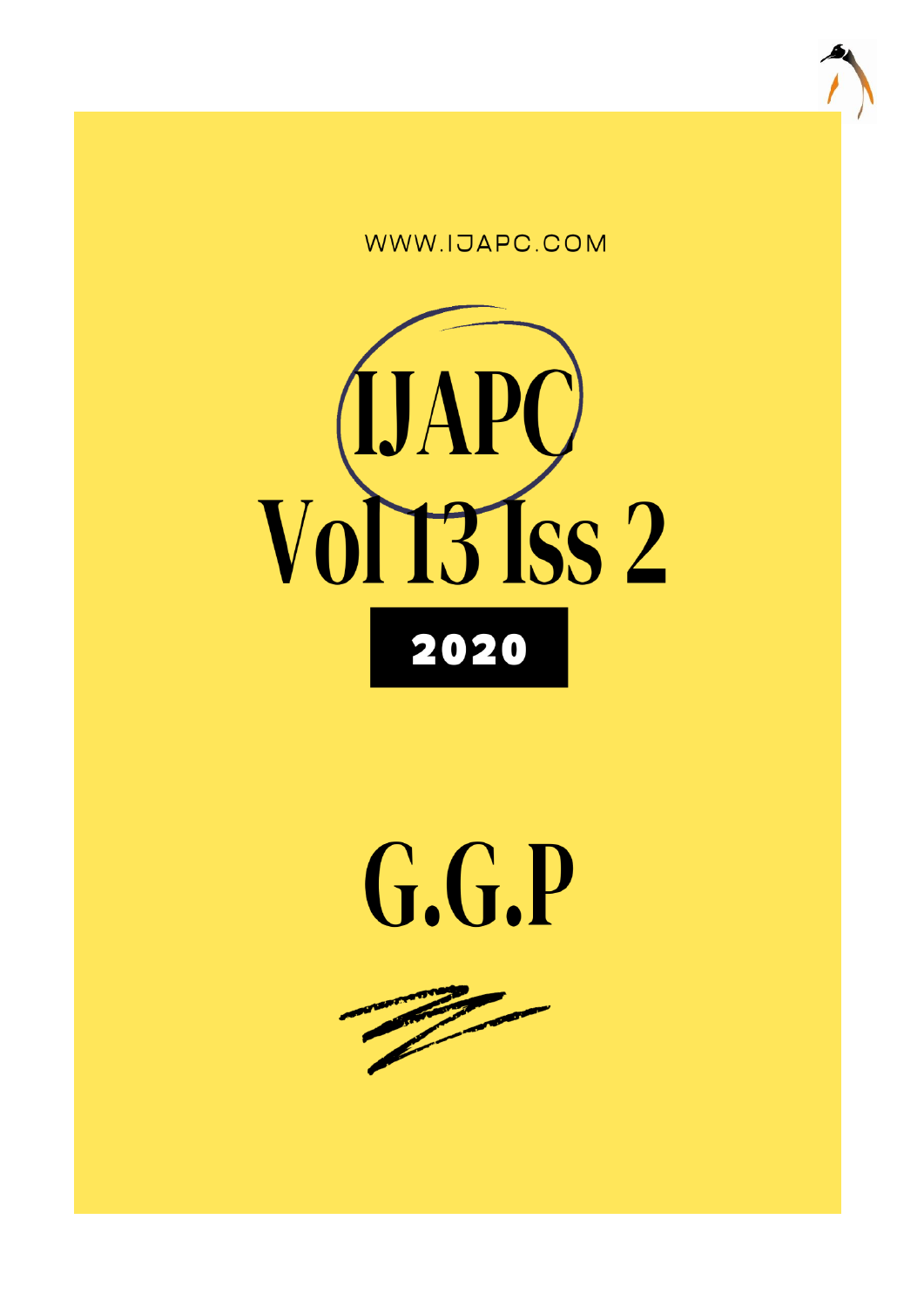WWW.IJAPC.COM

# IJAPC

# Vol 13 Iss 2

**2020**

# G.G.P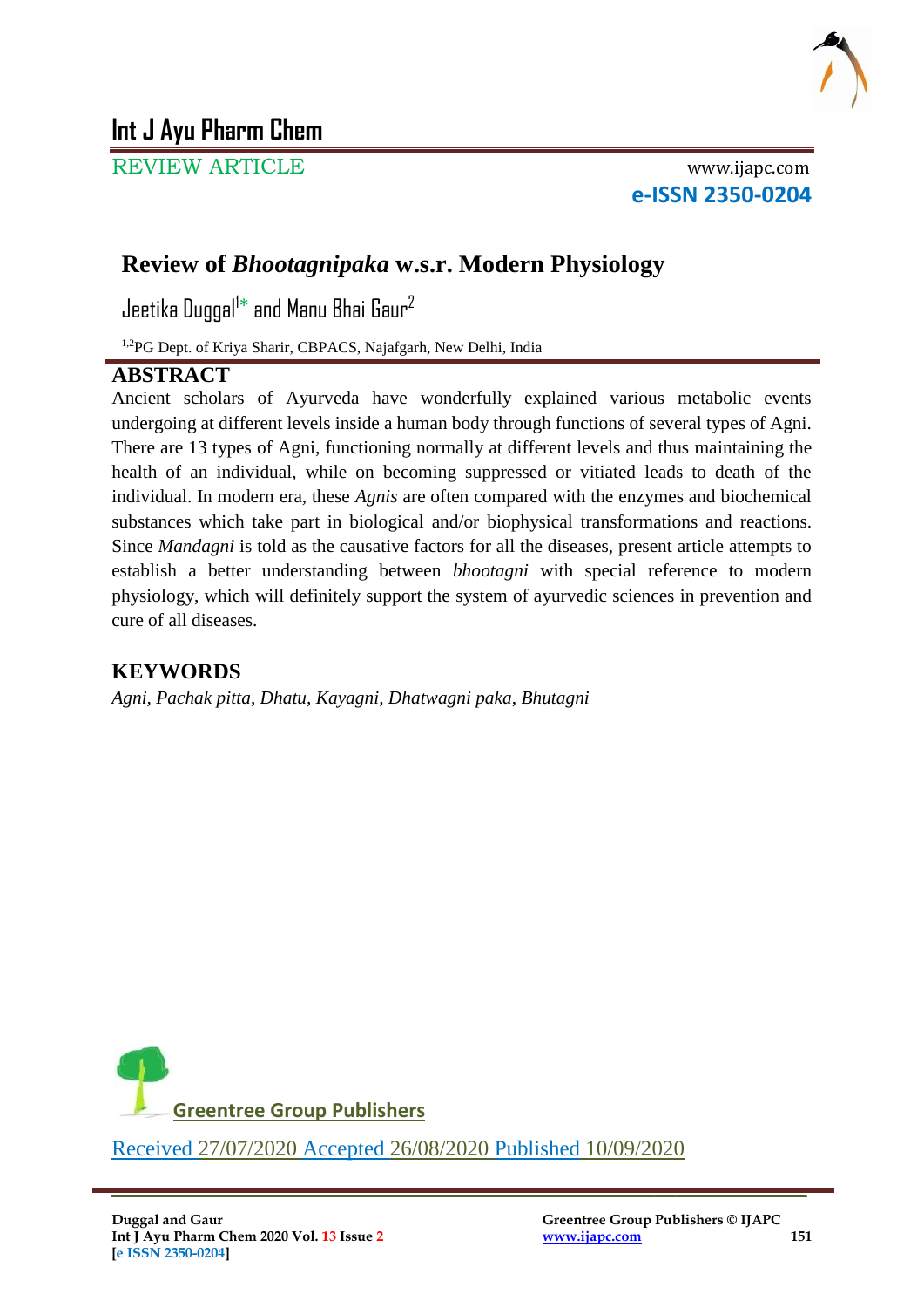Int J Ayu Pharm Chem

REVIEW ARTICLE

www.ijapc.com

**e-ISSN 2350-0204**

# Review of *Bhootagnipaka* w.s.r. Modern Physiology

Jeetika Duggal[1]* and Manu Bhai Gaur[2]

[1,2]PG Dept. of Kriya Sharir, CBPACS, Najafgarh, New Delhi, India

## ABSTRACT

Ancient scholars of Ayurveda have wonderfully explained various metabolic events undergoing at different levels inside a human body through functions of several types of Agni. There are 13 types of Agni, functioning normally at different levels and thus maintaining the health of an individual, while on becoming suppressed or vitiated leads to death of the individual. In modern era, these *Agnis* are often compared with the enzymes and biochemical substances which take part in biological and/or biophysical transformations and reactions. Since *Mandagni* is told as the causative factors for all the diseases, present article attempts to establish a better understanding between *bhootagni* with special reference to modern physiology, which will definitely support the system of ayurvedic sciences in prevention and cure of all diseases.

## KEYWORDS

*Agni, Pachak pitta, Dhatu, Kayagni, Dhatwagni paka, Bhutagni*

Greentree Group Publishers

Received 27/07/2020 Accepted 26/08/2020 Published 10/09/2020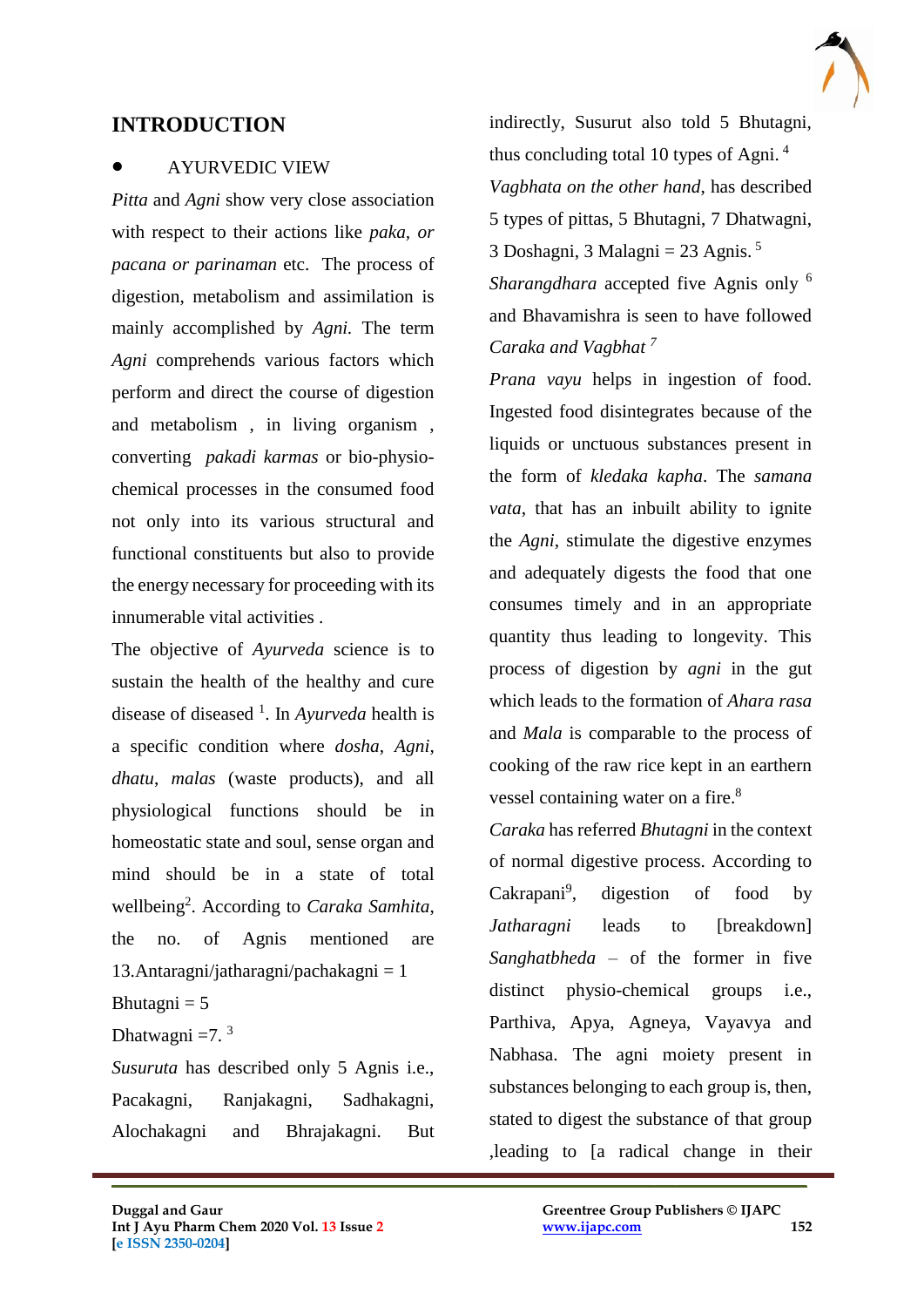## INTRODUCTION

- AYURVEDIC VIEW

*Pitta* and *Agni* show very close association with respect to their actions like *paka, or pacana or parinaman* etc. The process of digestion, metabolism and assimilation is mainly accomplished by *Agni.* The term *Agni* comprehends various factors which perform and direct the course of digestion and metabolism , in living organism , converting *pakadi karmas* or bio-physio-chemical processes in the consumed food not only into its various structural and functional constituents but also to provide the energy necessary for proceeding with its innumerable vital activities .

The objective of *Ayurveda* science is to sustain the health of the healthy and cure disease of diseased [1]. In *Ayurveda* health is a specific condition where *dosha*, *Agni*, *dhatu*, *malas* (waste products), and all physiological functions should be in homeostatic state and soul, sense organ and mind should be in a state of total wellbeing[2]. According to *Caraka Samhita*, the no. of Agnis mentioned are 13.Antaragni/jatharagni/pachakagni = 1

Bhutagni = 5

Dhatwagni =7. [3]

*Susuruta* has described only 5 Agnis i.e., Pacakagni, Ranjakagni, Sadhakagni, Alochakagni and Bhrajakagni. But indirectly, Susurut also told 5 Bhutagni, thus concluding total 10 types of Agni. [4]

*Vagbhata on the other hand*, has described 5 types of pittas, 5 Bhutagni, 7 Dhatwagni, 3 Doshagni, 3 Malagni = 23 Agnis. [5]

*Sharangdhara* accepted five Agnis only [6] and Bhavamishra is seen to have followed *Caraka and Vagbhat* [7]

*Prana vayu* helps in ingestion of food. Ingested food disintegrates because of the liquids or unctuous substances present in the form of *kledaka kapha*. The *samana vata*, that has an inbuilt ability to ignite the *Agni*, stimulate the digestive enzymes and adequately digests the food that one consumes timely and in an appropriate quantity thus leading to longevity. This process of digestion by *agni* in the gut which leads to the formation of *Ahara rasa* and *Mala* is comparable to the process of cooking of the raw rice kept in an earthern vessel containing water on a fire.[8]

*Caraka* has referred *Bhutagni* in the context of normal digestive process. According to Cakrapani[9], digestion of food by *Jatharagni* leads to [breakdown] *Sanghatbheda* – of the former in five distinct physio-chemical groups i.e., Parthiva, Apya, Agneya, Vayavya and Nabhasa. The agni moiety present in substances belonging to each group is, then, stated to digest the substance of that group ,leading to [a radical change in their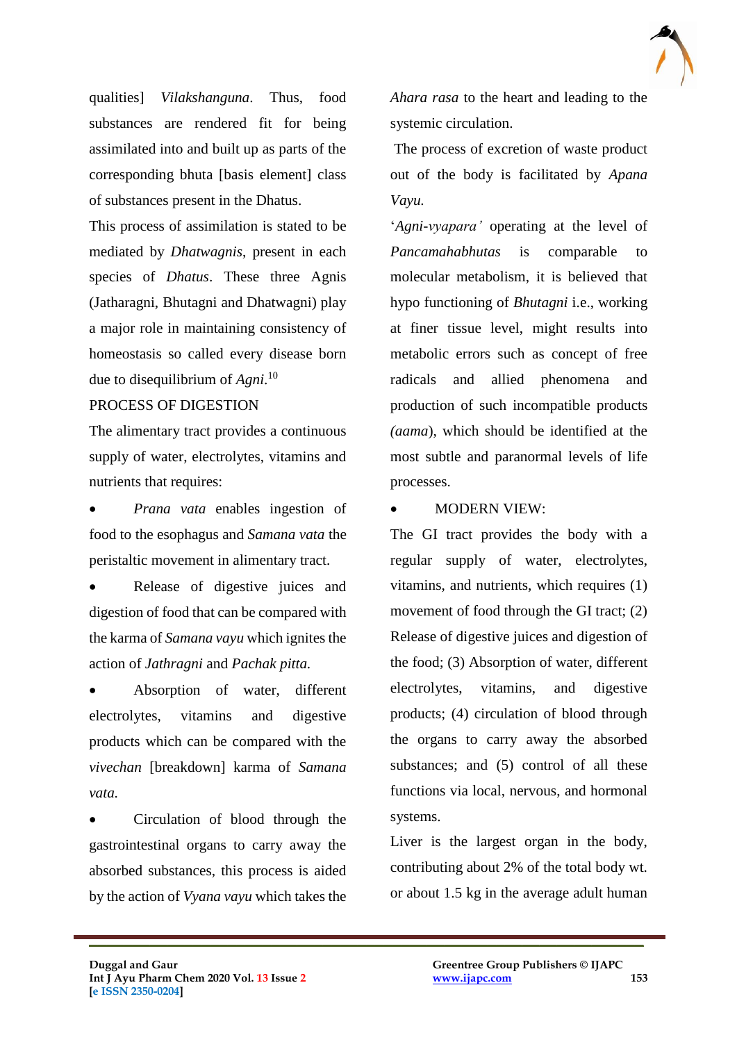qualities] *Vilakshanguna*. Thus, food substances are rendered fit for being assimilated into and built up as parts of the corresponding bhuta [basis element] class of substances present in the Dhatus.

This process of assimilation is stated to be mediated by *Dhatwagnis*, present in each species of *Dhatus*. These three Agnis (Jatharagni, Bhutagni and Dhatwagni) play a major role in maintaining consistency of homeostasis so called every disease born due to disequilibrium of *Agni*.[10]

PROCESS OF DIGESTION

The alimentary tract provides a continuous supply of water, electrolytes, vitamins and nutrients that requires:

- *Prana vata* enables ingestion of food to the esophagus and *Samana vata* the peristaltic movement in alimentary tract.
- Release of digestive juices and digestion of food that can be compared with the karma of *Samana vayu* which ignites the action of *Jathragni* and *Pachak pitta.*
- Absorption of water, different electrolytes, vitamins and digestive products which can be compared with the *vivechan* [breakdown] karma of *Samana vata.*
- Circulation of blood through the gastrointestinal organs to carry away the absorbed substances, this process is aided by the action of *Vyana vayu* which takes the *Ahara rasa* to the heart and leading to the systemic circulation.

The process of excretion of waste product out of the body is facilitated by *Apana Vayu.*

'*Agni-vyapara'* operating at the level of *Pancamahabhutas* is comparable to molecular metabolism, it is believed that hypo functioning of *Bhutagni* i.e., working at finer tissue level, might results into metabolic errors such as concept of free radicals and allied phenomena and production of such incompatible products *(aama*), which should be identified at the most subtle and paranormal levels of life processes.

- MODERN VIEW:

The GI tract provides the body with a regular supply of water, electrolytes, vitamins, and nutrients, which requires (1) movement of food through the GI tract; (2) Release of digestive juices and digestion of the food; (3) Absorption of water, different electrolytes, vitamins, and digestive products; (4) circulation of blood through the organs to carry away the absorbed substances; and (5) control of all these functions via local, nervous, and hormonal systems.

Liver is the largest organ in the body, contributing about 2% of the total body wt. or about 1.5 kg in the average adult human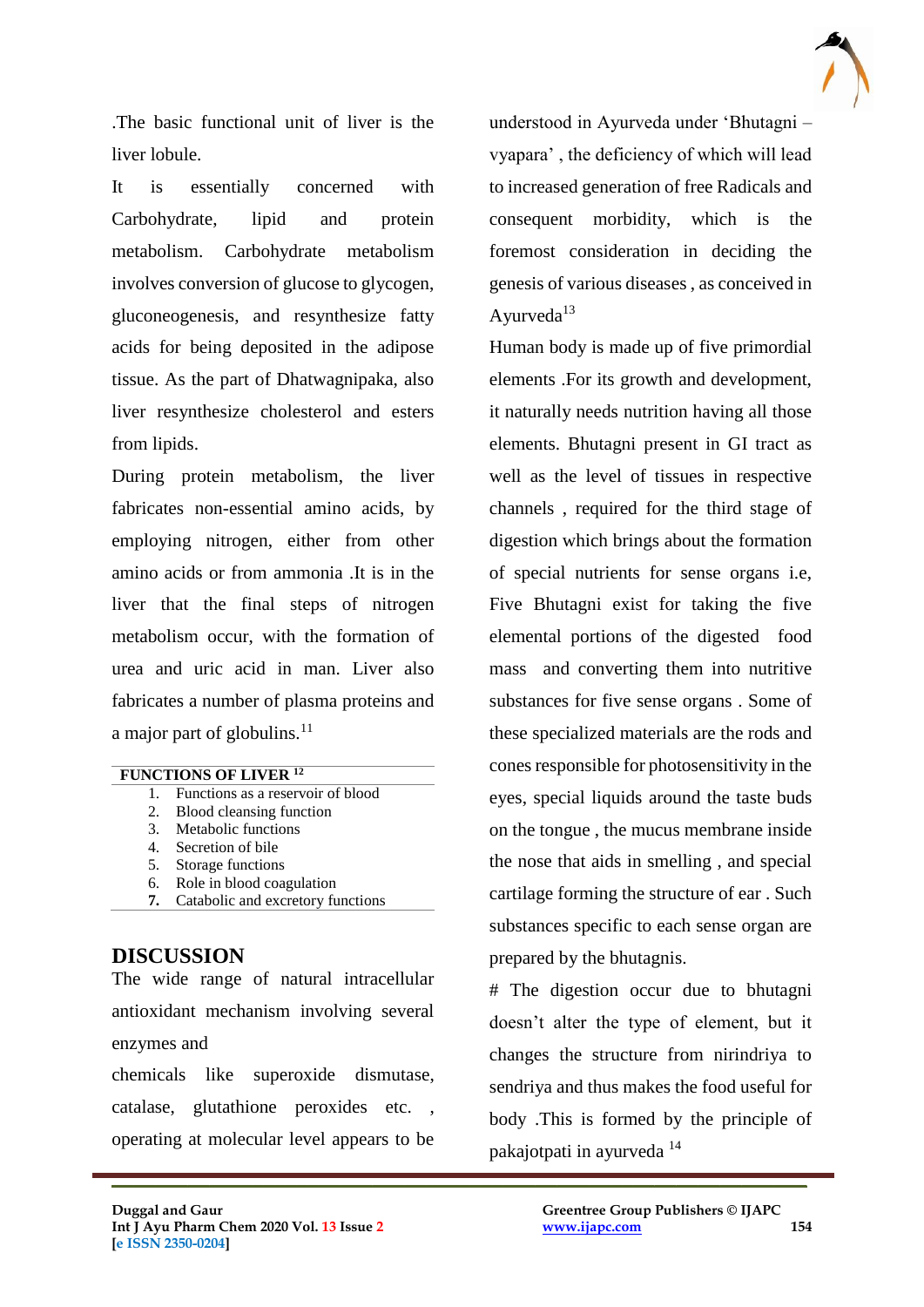.The basic functional unit of liver is the liver lobule.

It is essentially concerned with Carbohydrate, lipid and protein metabolism. Carbohydrate metabolism involves conversion of glucose to glycogen, gluconeogenesis, and resynthesize fatty acids for being deposited in the adipose tissue. As the part of Dhatwagnipaka, also liver resynthesize cholesterol and esters from lipids.

During protein metabolism, the liver fabricates non-essential amino acids, by employing nitrogen, either from other amino acids or from ammonia .It is in the liver that the final steps of nitrogen metabolism occur, with the formation of urea and uric acid in man. Liver also fabricates a number of plasma proteins and a major part of globulins.[11]

| FUNCTIONS OF LIVER [12] |
|---|
| 1. Functions as a reservoir of blood |
| 2. Blood cleansing function |
| 3. Metabolic functions |
| 4. Secretion of bile |
| 5. Storage functions |
| 6. Role in blood coagulation |
| **7.** Catabolic and excretory functions |

## DISCUSSION

The wide range of natural intracellular antioxidant mechanism involving several enzymes and

chemicals like superoxide dismutase, catalase, glutathione peroxides etc. , operating at molecular level appears to be understood in Ayurveda under 'Bhutagni – vyapara' , the deficiency of which will lead to increased generation of free Radicals and consequent morbidity, which is the foremost consideration in deciding the genesis of various diseases , as conceived in Ayurveda[13]

Human body is made up of five primordial elements .For its growth and development, it naturally needs nutrition having all those elements. Bhutagni present in GI tract as well as the level of tissues in respective channels , required for the third stage of digestion which brings about the formation of special nutrients for sense organs i.e, Five Bhutagni exist for taking the five elemental portions of the digested food mass and converting them into nutritive substances for five sense organs . Some of these specialized materials are the rods and cones responsible for photosensitivity in the eyes, special liquids around the taste buds on the tongue , the mucus membrane inside the nose that aids in smelling , and special cartilage forming the structure of ear . Such substances specific to each sense organ are prepared by the bhutagnis.

# The digestion occur due to bhutagni doesn't alter the type of element, but it changes the structure from nirindriya to sendriya and thus makes the food useful for body .This is formed by the principle of pakajotpati in ayurveda [14]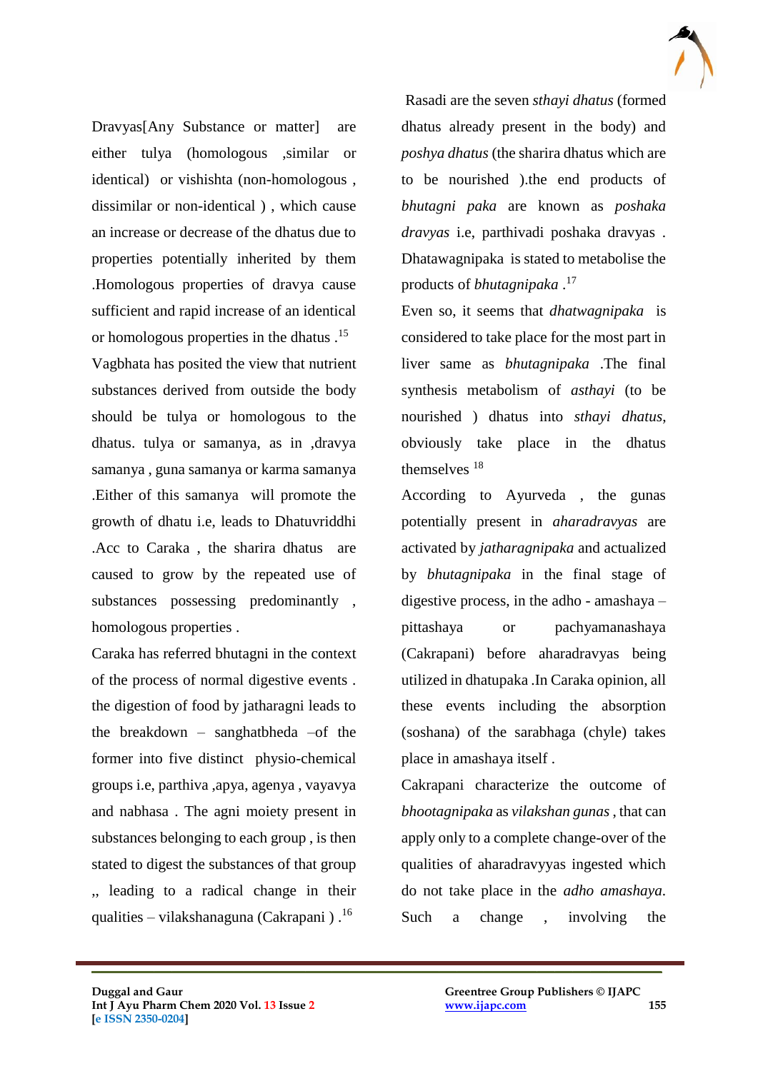Dravyas[Any Substance or matter] are either tulya (homologous ,similar or identical) or vishishta (non-homologous , dissimilar or non-identical ) , which cause an increase or decrease of the dhatus due to properties potentially inherited by them .Homologous properties of dravya cause sufficient and rapid increase of an identical or homologous properties in the dhatus .[15]

Vagbhata has posited the view that nutrient substances derived from outside the body should be tulya or homologous to the dhatus. tulya or samanya, as in ,dravya samanya , guna samanya or karma samanya .Either of this samanya will promote the growth of dhatu i.e, leads to Dhatuvriddhi .Acc to Caraka , the sharira dhatus are caused to grow by the repeated use of substances possessing predominantly , homologous properties .

Caraka has referred bhutagni in the context of the process of normal digestive events . the digestion of food by jatharagni leads to the breakdown – sanghatbheda –of the former into five distinct physio-chemical groups i.e, parthiva ,apya, agenya , vayavya and nabhasa . The agni moiety present in substances belonging to each group , is then stated to digest the substances of that group ,, leading to a radical change in their qualities – vilakshanaguna (Cakrapani ) .[16]

Rasadi are the seven *sthayi dhatus* (formed dhatus already present in the body) and *poshya dhatus* (the sharira dhatus which are to be nourished ).the end products of *bhutagni paka* are known as *poshaka dravyas* i.e, parthivadi poshaka dravyas . Dhatawagnipaka is stated to metabolise the products of *bhutagnipaka* .[17]

Even so, it seems that *dhatwagnipaka* is considered to take place for the most part in liver same as *bhutagnipaka* .The final synthesis metabolism of *asthayi* (to be nourished ) dhatus into *sthayi dhatus*, obviously take place in the dhatus themselves [18]

According to Ayurveda , the gunas potentially present in *aharadravyas* are activated by *jatharagnipaka* and actualized by *bhutagnipaka* in the final stage of digestive process, in the adho - amashaya – pittashaya or pachyamanashaya (Cakrapani) before aharadravyas being utilized in dhatupaka .In Caraka opinion, all these events including the absorption (soshana) of the sarabhaga (chyle) takes place in amashaya itself .

Cakrapani characterize the outcome of *bhootagnipaka* as *vilakshan gunas* , that can apply only to a complete change-over of the qualities of aharadravyyas ingested which do not take place in the *adho amashaya.* Such a change , involving the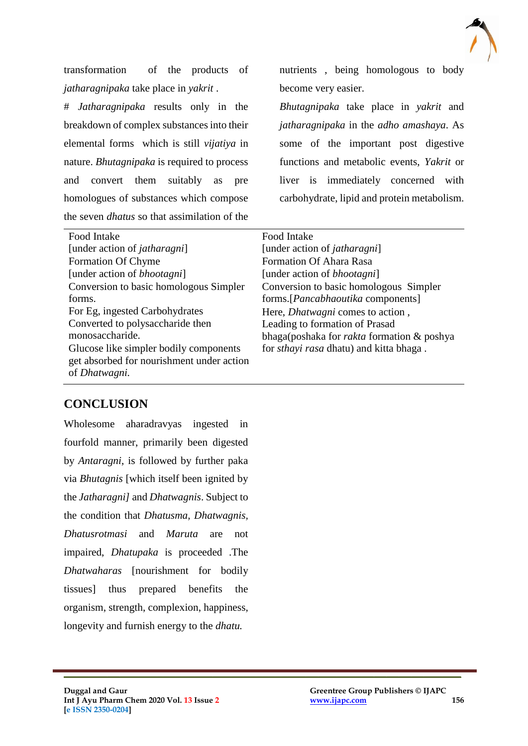transformation of the products of *jatharagnipaka* take place in *yakrit* .

# *Jatharagnipaka* results only in the breakdown of complex substances into their elemental forms which is still *vijatiya* in nature. *Bhutagnipaka* is required to process and convert them suitably as pre homologues of substances which compose the seven *dhatus* so that assimilation of the nutrients , being homologous to body become very easier.

*Bhutagnipaka* take place in *yakrit* and *jatharagnipaka* in the *adho amashaya*. As some of the important post digestive functions and metabolic events, *Yakrit* or liver is immediately concerned with carbohydrate, lipid and protein metabolism.

| | |
|---|---|
| Food Intake<br>[under action of *jatharagni*]<br>Formation Of Chyme<br>[under action of *bhootagni*]<br>Conversion to basic homologous Simpler forms.<br>For Eg, ingested Carbohydrates Converted to polysaccharide then monosaccharide.<br>Glucose like simpler bodily components get absorbed for nourishment under action of *Dhatwagni.* | Food Intake<br>[under action of *jatharagni*]<br>Formation Of Ahara Rasa<br>[under action of *bhootagni*]<br>Conversion to basic homologous Simpler forms.[*Pancabhaoutika* components]<br>Here, *Dhatwagni* comes to action ,<br>Leading to formation of Prasad bhaga(poshaka for *rakta* formation & poshya for *sthayi rasa* dhatu) and kitta bhaga . |

## CONCLUSION

Wholesome aharadravyas ingested in fourfold manner, primarily been digested by *Antaragni*, is followed by further paka via *Bhutagnis* [which itself been ignited by the *Jatharagni]* and *Dhatwagnis*. Subject to the condition that *Dhatusma*, *Dhatwagnis*, *Dhatusrotmasi* and *Maruta* are not impaired, *Dhatupaka* is proceeded .The *Dhatwaharas* [nourishment for bodily tissues] thus prepared benefits the organism, strength, complexion, happiness, longevity and furnish energy to the *dhatu.*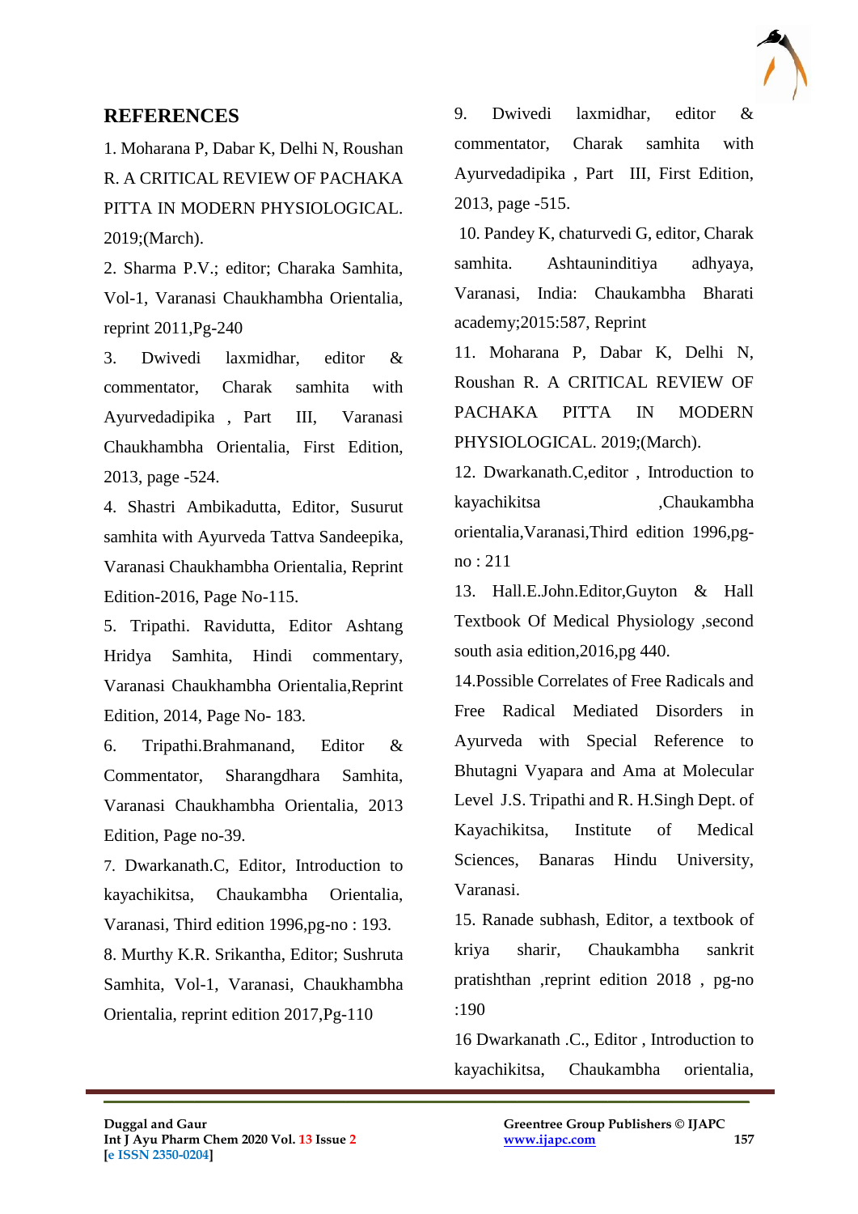## REFERENCES

1. Moharana P, Dabar K, Delhi N, Roushan R. A CRITICAL REVIEW OF PACHAKA PITTA IN MODERN PHYSIOLOGICAL. 2019;(March).

2. Sharma P.V.; editor; Charaka Samhita, Vol-1, Varanasi Chaukhambha Orientalia, reprint 2011,Pg-240

3. Dwivedi laxmidhar, editor & commentator, Charak samhita with Ayurvedadipika , Part III, Varanasi Chaukhambha Orientalia, First Edition, 2013, page -524.

4. Shastri Ambikadutta, Editor, Susurut samhita with Ayurveda Tattva Sandeepika, Varanasi Chaukhambha Orientalia, Reprint Edition-2016, Page No-115.

5. Tripathi. Ravidutta, Editor Ashtang Hridya Samhita, Hindi commentary, Varanasi Chaukhambha Orientalia,Reprint Edition, 2014, Page No- 183.

6. Tripathi.Brahmanand, Editor & Commentator, Sharangdhara Samhita, Varanasi Chaukhambha Orientalia, 2013 Edition, Page no-39.

7. Dwarkanath.C, Editor, Introduction to kayachikitsa, Chaukambha Orientalia, Varanasi, Third edition 1996,pg-no : 193.

8. Murthy K.R. Srikantha, Editor; Sushruta Samhita, Vol-1, Varanasi, Chaukhambha Orientalia, reprint edition 2017,Pg-110

9. Dwivedi laxmidhar, editor & commentator, Charak samhita with Ayurvedadipika , Part III, First Edition, 2013, page -515.

10. Pandey K, chaturvedi G, editor, Charak samhita. Ashtaunindititya adhyaya, Varanasi, India: Chaukambha Bharati academy;2015:587, Reprint

11. Moharana P, Dabar K, Delhi N, Roushan R. A CRITICAL REVIEW OF PACHAKA PITTA IN MODERN PHYSIOLOGICAL. 2019;(March).

12. Dwarkanath.C,editor , Introduction to kayachikitsa ,Chaukambha orientalia,Varanasi,Third edition 1996,pg-no : 211

13. Hall.E.John.Editor,Guyton & Hall Textbook Of Medical Physiology ,second south asia edition,2016,pg 440.

14.Possible Correlates of Free Radicals and Free Radical Mediated Disorders in Ayurveda with Special Reference to Bhutagni Vyapara and Ama at Molecular Level J.S. Tripathi and R. H.Singh Dept. of Kayachikitsa, Institute of Medical Sciences, Banaras Hindu University, Varanasi.

15. Ranade subhash, Editor, a textbook of kriya sharir, Chaukambha sankrit pratishthan ,reprint edition 2018 , pg-no :190

16 Dwarkanath .C., Editor , Introduction to kayachikitsa, Chaukambha orientalia,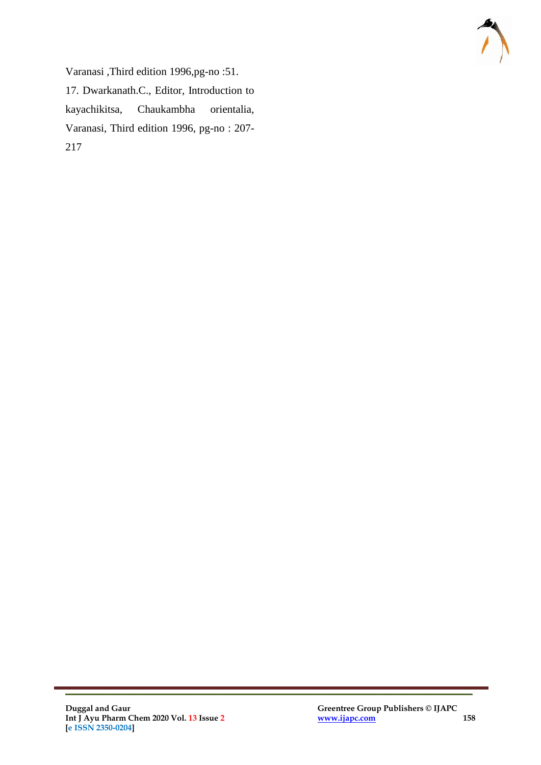Varanasi ,Third edition 1996,pg-no :51.

17. Dwarkanath.C., Editor, Introduction to kayachikitsa, Chaukambha orientalia, Varanasi, Third edition 1996, pg-no : 207-217